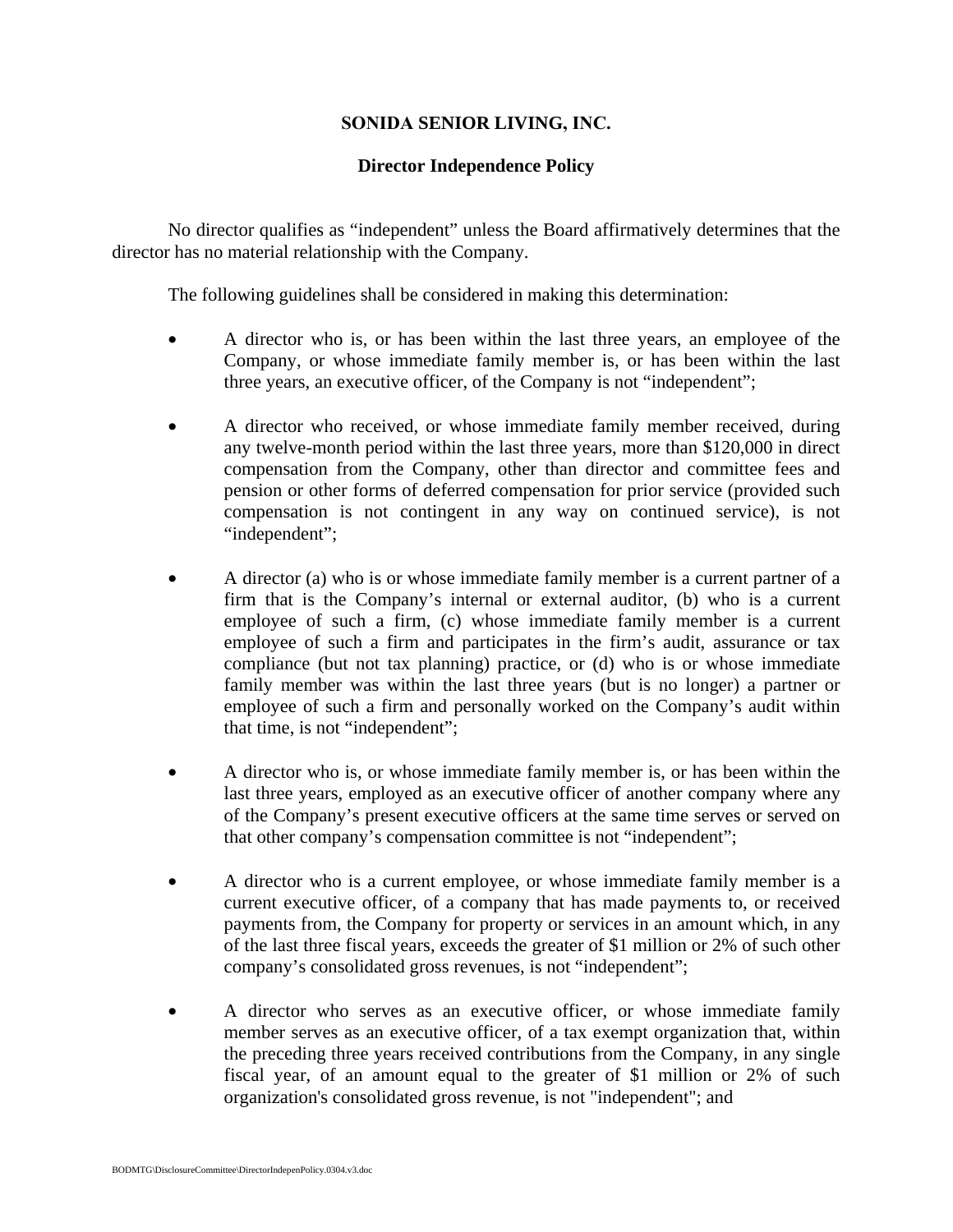# SONIDA SENIOR LIVING, INC.

## Director Independence Policy

No director qualifies as "independent" unless the Board affirmatively determines that the director has no material relationship with the Company.

The following guidelines shall be considered in making this determination:

- A director who is, or has been within the last three years, an employee of the Company, or whose immediate family member is, or has been within the last three years, an executive officer, of the Company is not "independent";

- A director who received, or whose immediate family member received, during any twelve-month period within the last three years, more than $120,000 in direct compensation from the Company, other than director and committee fees and pension or other forms of deferred compensation for prior service (provided such compensation is not contingent in any way on continued service), is not "independent";

- A director (a) who is or whose immediate family member is a current partner of a firm that is the Company's internal or external auditor, (b) who is a current employee of such a firm, (c) whose immediate family member is a current employee of such a firm and participates in the firm's audit, assurance or tax compliance (but not tax planning) practice, or (d) who is or whose immediate family member was within the last three years (but is no longer) a partner or employee of such a firm and personally worked on the Company's audit within that time, is not "independent";

- A director who is, or whose immediate family member is, or has been within the last three years, employed as an executive officer of another company where any of the Company's present executive officers at the same time serves or served on that other company's compensation committee is not "independent";

- A director who is a current employee, or whose immediate family member is a current executive officer, of a company that has made payments to, or received payments from, the Company for property or services in an amount which, in any of the last three fiscal years, exceeds the greater of $1 million or 2% of such other company's consolidated gross revenues, is not "independent";

- A director who serves as an executive officer, or whose immediate family member serves as an executive officer, of a tax exempt organization that, within the preceding three years received contributions from the Company, in any single fiscal year, of an amount equal to the greater of $1 million or 2% of such organization's consolidated gross revenue, is not "independent"; and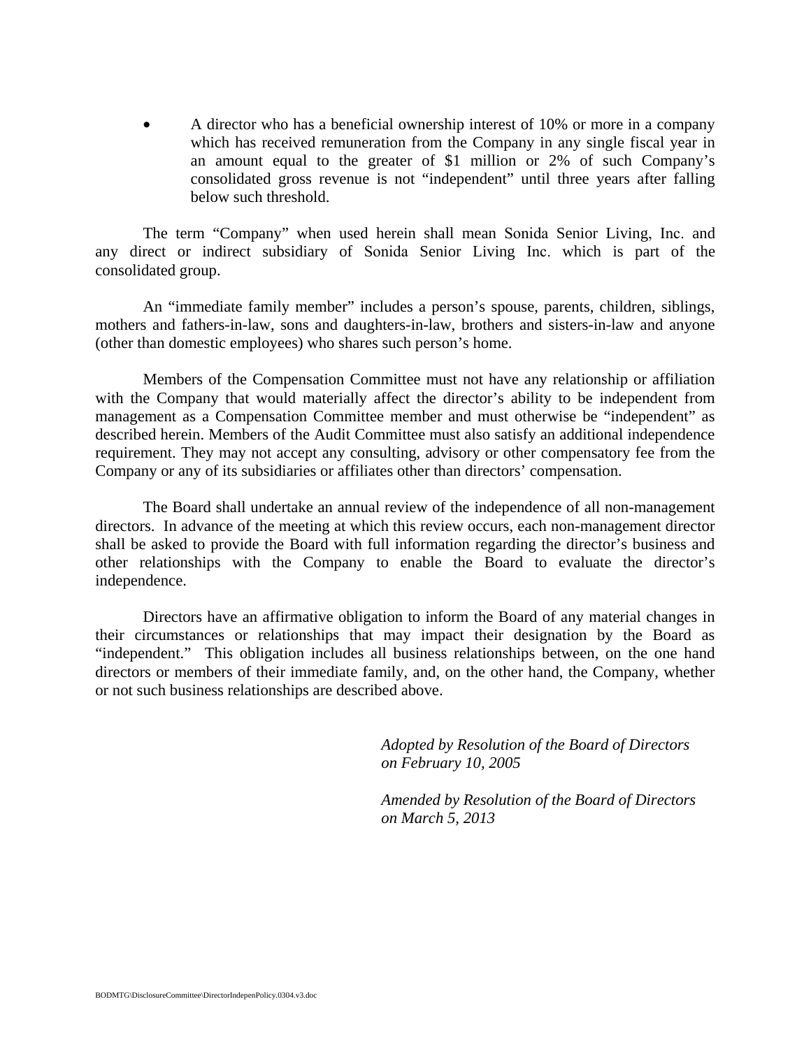- A director who has a beneficial ownership interest of 10% or more in a company which has received remuneration from the Company in any single fiscal year in an amount equal to the greater of $1 million or 2% of such Company's consolidated gross revenue is not "independent" until three years after falling below such threshold.

The term "Company" when used herein shall mean Sonida Senior Living, Inc. and any direct or indirect subsidiary of Sonida Senior Living Inc. which is part of the consolidated group.

An "immediate family member" includes a person's spouse, parents, children, siblings, mothers and fathers-in-law, sons and daughters-in-law, brothers and sisters-in-law and anyone (other than domestic employees) who shares such person's home.

Members of the Compensation Committee must not have any relationship or affiliation with the Company that would materially affect the director's ability to be independent from management as a Compensation Committee member and must otherwise be "independent" as described herein. Members of the Audit Committee must also satisfy an additional independence requirement. They may not accept any consulting, advisory or other compensatory fee from the Company or any of its subsidiaries or affiliates other than directors' compensation.

The Board shall undertake an annual review of the independence of all non-management directors. In advance of the meeting at which this review occurs, each non-management director shall be asked to provide the Board with full information regarding the director's business and other relationships with the Company to enable the Board to evaluate the director's independence.

Directors have an affirmative obligation to inform the Board of any material changes in their circumstances or relationships that may impact their designation by the Board as "independent." This obligation includes all business relationships between, on the one hand directors or members of their immediate family, and, on the other hand, the Company, whether or not such business relationships are described above.

*Adopted by Resolution of the Board of Directors on February 10, 2005*

*Amended by Resolution of the Board of Directors on March 5, 2013*

BODMTG\DisclosureCommittee\DirectorIndepenPolicy.0304.v3.doc